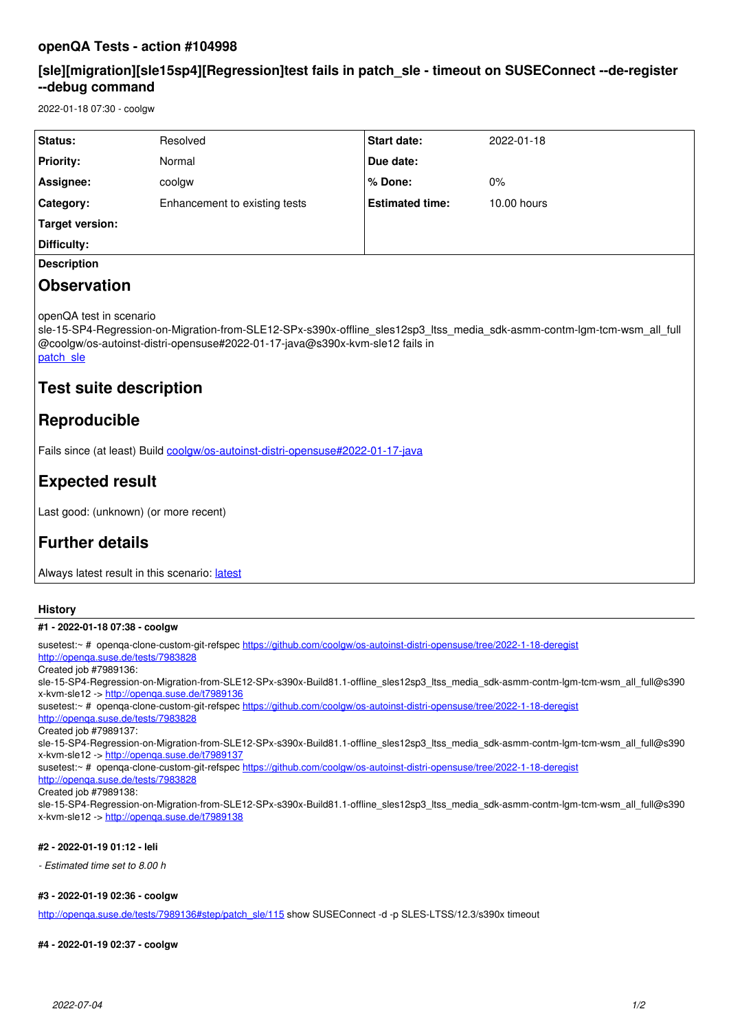## openQA Tests - action #104998

## [sle][migration][sle15sp4][Regression]test fails in patch_sle - timeout on SUSEConnect --de-register --debug command

2022-01-18 07:30 - coolgw

| Status: | Resolved | Start date: | 2022-01-18 |
|---|---|---|---|
| Priority: | Normal | Due date: | |
| Assignee: | coolgw | % Done: | 0% |
| Category: | Enhancement to existing tests | Estimated time: | 10.00 hours |
| Target version: | | | |
| Difficulty: | | | |

**Description**

# Observation

openQA test in scenario sle-15-SP4-Regression-on-Migration-from-SLE12-SPx-s390x-offline_sles12sp3_ltss_media_sdk-asmm-contm-lgm-tcm-wsm_all_full @coolgw/os-autoinst-distri-opensuse#2022-01-17-java@s390x-kvm-sle12 fails in [patch_sle](#)

# Test suite description

# Reproducible

Fails since (at least) Build [coolgw/os-autoinst-distri-opensuse#2022-01-17-java](#)

# Expected result

Last good: (unknown) (or more recent)

# Further details

Always latest result in this scenario: [latest](#)

### History

#### #1 - 2022-01-18 07:38 - coolgw

susetest:~ # openqa-clone-custom-git-refspec https://github.com/coolgw/os-autoinst-distri-opensuse/tree/2022-1-18-deregist http://openqa.suse.de/tests/7983828
Created job #7989136: sle-15-SP4-Regression-on-Migration-from-SLE12-SPx-s390x-Build81.1-offline_sles12sp3_ltss_media_sdk-asmm-contm-lgm-tcm-wsm_all_full@s390x-kvm-sle12 -> http://openqa.suse.de/t7989136
susetest:~ # openqa-clone-custom-git-refspec https://github.com/coolgw/os-autoinst-distri-opensuse/tree/2022-1-18-deregist http://openqa.suse.de/tests/7983828
Created job #7989137: sle-15-SP4-Regression-on-Migration-from-SLE12-SPx-s390x-Build81.1-offline_sles12sp3_ltss_media_sdk-asmm-contm-lgm-tcm-wsm_all_full@s390x-kvm-sle12 -> http://openqa.suse.de/t7989137
susetest:~ # openqa-clone-custom-git-refspec https://github.com/coolgw/os-autoinst-distri-opensuse/tree/2022-1-18-deregist http://openqa.suse.de/tests/7983828
Created job #7989138: sle-15-SP4-Regression-on-Migration-from-SLE12-SPx-s390x-Build81.1-offline_sles12sp3_ltss_media_sdk-asmm-contm-lgm-tcm-wsm_all_full@s390x-kvm-sle12 -> http://openqa.suse.de/t7989138

#### #2 - 2022-01-19 01:12 - leli

*- Estimated time set to 8.00 h*

#### #3 - 2022-01-19 02:36 - coolgw

http://openqa.suse.de/tests/7989136#step/patch_sle/115 show SUSEConnect -d -p SLES-LTSS/12.3/s390x timeout

#### #4 - 2022-01-19 02:37 - coolgw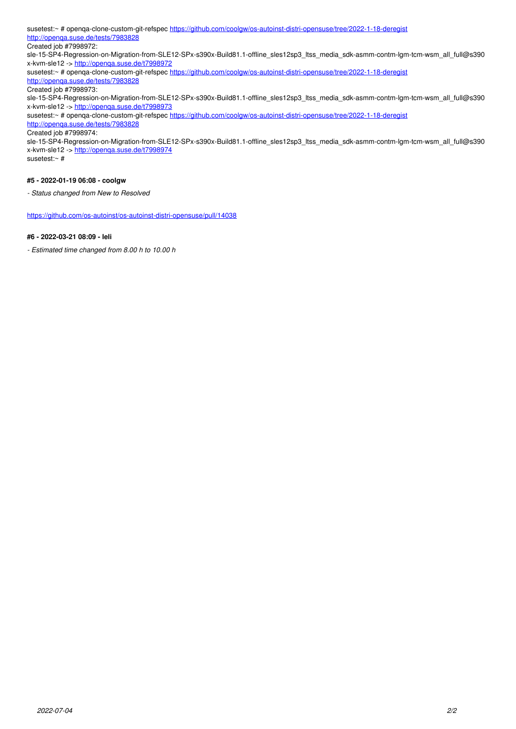susetest:~ # openqa-clone-custom-git-refspec https://github.com/coolgw/os-autoinst-distri-opensuse/tree/2022-1-18-deregist http://openqa.suse.de/tests/7983828
Created job #7998972:
sle-15-SP4-Regression-on-Migration-from-SLE12-SPx-s390x-Build81.1-offline_sles12sp3_ltss_media_sdk-asmm-contm-lgm-tcm-wsm_all_full@s390x-kvm-sle12 -> http://openqa.suse.de/t7998972
susetest:~ # openqa-clone-custom-git-refspec https://github.com/coolgw/os-autoinst-distri-opensuse/tree/2022-1-18-deregist http://openqa.suse.de/tests/7983828
Created job #7998973:
sle-15-SP4-Regression-on-Migration-from-SLE12-SPx-s390x-Build81.1-offline_sles12sp3_ltss_media_sdk-asmm-contm-lgm-tcm-wsm_all_full@s390x-kvm-sle12 -> http://openqa.suse.de/t7998973
susetest:~ # openqa-clone-custom-git-refspec https://github.com/coolgw/os-autoinst-distri-opensuse/tree/2022-1-18-deregist http://openqa.suse.de/tests/7983828
Created job #7998974:
sle-15-SP4-Regression-on-Migration-from-SLE12-SPx-s390x-Build81.1-offline_sles12sp3_ltss_media_sdk-asmm-contm-lgm-tcm-wsm_all_full@s390x-kvm-sle12 -> http://openqa.suse.de/t7998974
susetest:~ #

#### #5 - 2022-01-19 06:08 - coolgw

*- Status changed from New to Resolved*

https://github.com/os-autoinst/os-autoinst-distri-opensuse/pull/14038

#### #6 - 2022-03-21 08:09 - leli

*- Estimated time changed from 8.00 h to 10.00 h*